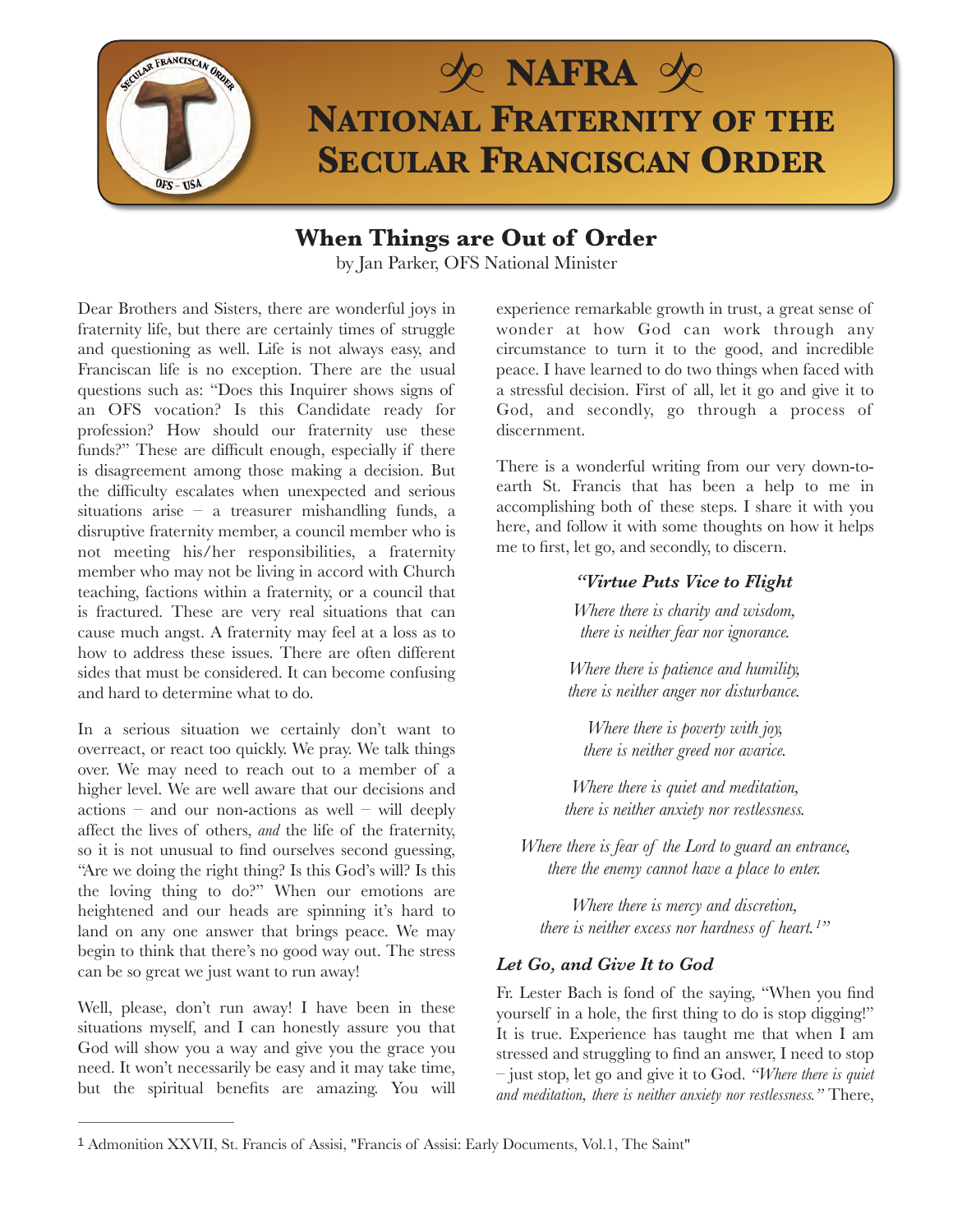# NAFRA

## National Fraternity of the Secular Franciscan Order

## When Things are Out of Order

by Jan Parker, OFS National Minister

Dear Brothers and Sisters, there are wonderful joys in fraternity life, but there are certainly times of struggle and questioning as well. Life is not always easy, and Franciscan life is no exception. There are the usual questions such as: "Does this Inquirer shows signs of an OFS vocation? Is this Candidate ready for profession? How should our fraternity use these funds?" These are difficult enough, especially if there is disagreement among those making a decision. But the difficulty escalates when unexpected and serious situations arise – a treasurer mishandling funds, a disruptive fraternity member, a council member who is not meeting his/her responsibilities, a fraternity member who may not be living in accord with Church teaching, factions within a fraternity, or a council that is fractured. These are very real situations that can cause much angst. A fraternity may feel at a loss as to how to address these issues. There are often different sides that must be considered. It can become confusing and hard to determine what to do.

In a serious situation we certainly don't want to overreact, or react too quickly. We pray. We talk things over. We may need to reach out to a member of a higher level. We are well aware that our decisions and actions – and our non-actions as well – will deeply affect the lives of others, *and* the life of the fraternity, so it is not unusual to find ourselves second guessing, "Are we doing the right thing? Is this God's will? Is this the loving thing to do?" When our emotions are heightened and our heads are spinning it's hard to land on any one answer that brings peace. We may begin to think that there's no good way out. The stress can be so great we just want to run away!

Well, please, don't run away! I have been in these situations myself, and I can honestly assure you that God will show you a way and give you the grace you need. It won't necessarily be easy and it may take time, but the spiritual benefits are amazing. You will experience remarkable growth in trust, a great sense of wonder at how God can work through any circumstance to turn it to the good, and incredible peace. I have learned to do two things when faced with a stressful decision. First of all, let it go and give it to God, and secondly, go through a process of discernment.

There is a wonderful writing from our very down-to-earth St. Francis that has been a help to me in accomplishing both of these steps. I share it with you here, and follow it with some thoughts on how it helps me to first, let go, and secondly, to discern.

***"Virtue Puts Vice to Flight***

*Where there is charity and wisdom,*
*there is neither fear nor ignorance.*

*Where there is patience and humility,*
*there is neither anger nor disturbance.*

*Where there is poverty with joy,*
*there is neither greed nor avarice.*

*Where there is quiet and meditation,*
*there is neither anxiety nor restlessness.*

*Where there is fear of the Lord to guard an entrance,*
*there the enemy cannot have a place to enter.*

*Where there is mercy and discretion,*
*there is neither excess nor hardness of heart.*[1]"

### *Let Go, and Give It to God*

Fr. Lester Bach is fond of the saying, "When you find yourself in a hole, the first thing to do is stop digging!" It is true. Experience has taught me that when I am stressed and struggling to find an answer, I need to stop – just stop, let go and give it to God. *"Where there is quiet and meditation, there is neither anxiety nor restlessness."* There,

---

[1] Admonition XXVII, St. Francis of Assisi, "Francis of Assisi: Early Documents, Vol.1, The Saint"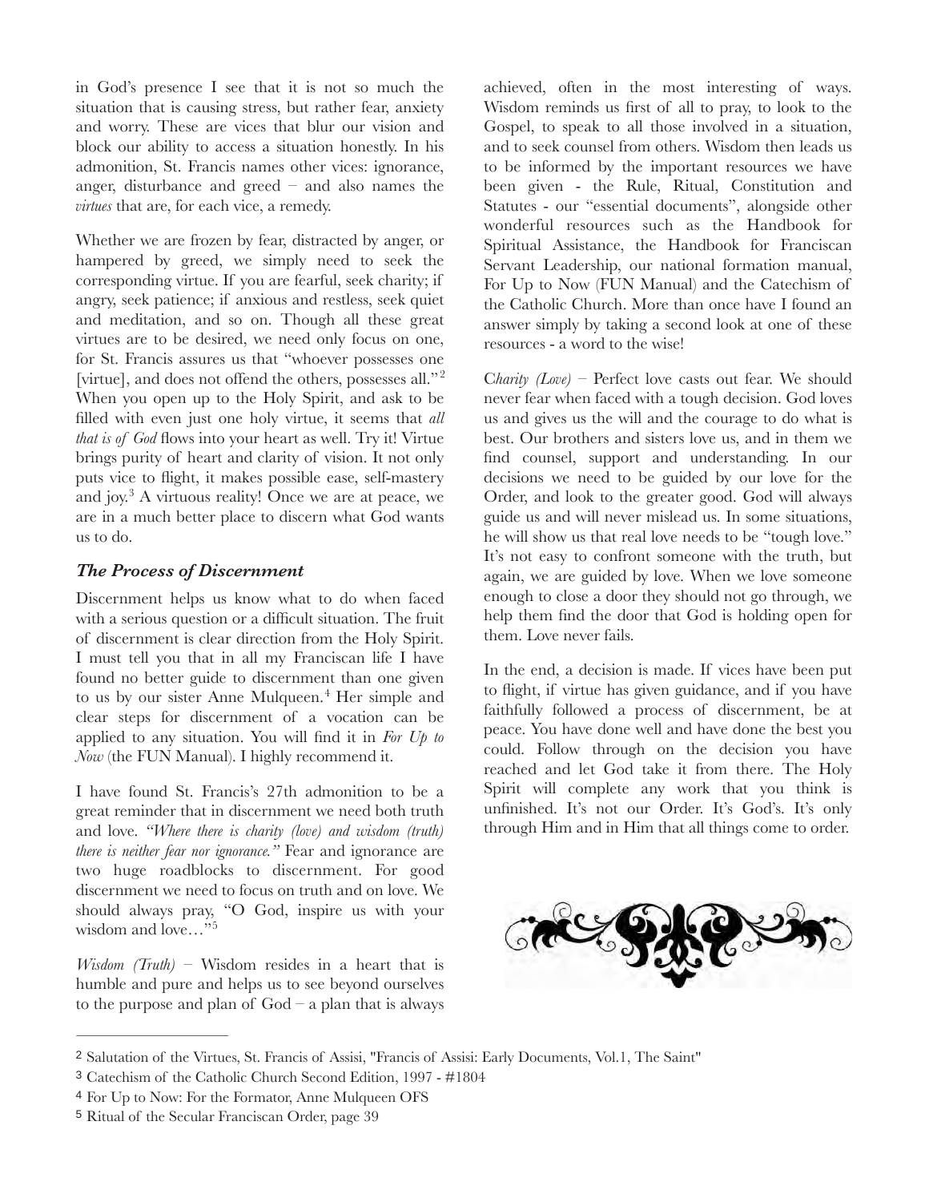in God's presence I see that it is not so much the situation that is causing stress, but rather fear, anxiety and worry. These are vices that blur our vision and block our ability to access a situation honestly. In his admonition, St. Francis names other vices: ignorance, anger, disturbance and greed – and also names the *virtues* that are, for each vice, a remedy.

Whether we are frozen by fear, distracted by anger, or hampered by greed, we simply need to seek the corresponding virtue. If you are fearful, seek charity; if angry, seek patience; if anxious and restless, seek quiet and meditation, and so on. Though all these great virtues are to be desired, we need only focus on one, for St. Francis assures us that "whoever possesses one [virtue], and does not offend the others, possesses all."[2] When you open up to the Holy Spirit, and ask to be filled with even just one holy virtue, it seems that *all that is of God* flows into your heart as well. Try it! Virtue brings purity of heart and clarity of vision. It not only puts vice to flight, it makes possible ease, self-mastery and joy.[3] A virtuous reality! Once we are at peace, we are in a much better place to discern what God wants us to do.

### *The Process of Discernment*

Discernment helps us know what to do when faced with a serious question or a difficult situation. The fruit of discernment is clear direction from the Holy Spirit. I must tell you that in all my Franciscan life I have found no better guide to discernment than one given to us by our sister Anne Mulqueen.[4] Her simple and clear steps for discernment of a vocation can be applied to any situation. You will find it in *For Up to Now* (the FUN Manual). I highly recommend it.

I have found St. Francis's 27th admonition to be a great reminder that in discernment we need both truth and love. *"Where there is charity (love) and wisdom (truth) there is neither fear nor ignorance."* Fear and ignorance are two huge roadblocks to discernment. For good discernment we need to focus on truth and on love. We should always pray, "O God, inspire us with your wisdom and love…"[5]

*Wisdom (Truth)* – Wisdom resides in a heart that is humble and pure and helps us to see beyond ourselves to the purpose and plan of God – a plan that is always achieved, often in the most interesting of ways. Wisdom reminds us first of all to pray, to look to the Gospel, to speak to all those involved in a situation, and to seek counsel from others. Wisdom then leads us to be informed by the important resources we have been given - the Rule, Ritual, Constitution and Statutes - our "essential documents", alongside other wonderful resources such as the Handbook for Spiritual Assistance, the Handbook for Franciscan Servant Leadership, our national formation manual, For Up to Now (FUN Manual) and the Catechism of the Catholic Church. More than once have I found an answer simply by taking a second look at one of these resources - a word to the wise!

C*harity (Love)* – Perfect love casts out fear. We should never fear when faced with a tough decision. God loves us and gives us the will and the courage to do what is best. Our brothers and sisters love us, and in them we find counsel, support and understanding. In our decisions we need to be guided by our love for the Order, and look to the greater good. God will always guide us and will never mislead us. In some situations, he will show us that real love needs to be "tough love." It's not easy to confront someone with the truth, but again, we are guided by love. When we love someone enough to close a door they should not go through, we help them find the door that God is holding open for them. Love never fails.

In the end, a decision is made. If vices have been put to flight, if virtue has given guidance, and if you have faithfully followed a process of discernment, be at peace. You have done well and have done the best you could. Follow through on the decision you have reached and let God take it from there. The Holy Spirit will complete any work that you think is unfinished. It's not our Order. It's God's. It's only through Him and in Him that all things come to order.

---

2 Salutation of the Virtues, St. Francis of Assisi, "Francis of Assisi: Early Documents, Vol.1, The Saint"

3 Catechism of the Catholic Church Second Edition, 1997 - #1804

4 For Up to Now: For the Formator, Anne Mulqueen OFS

5 Ritual of the Secular Franciscan Order, page 39